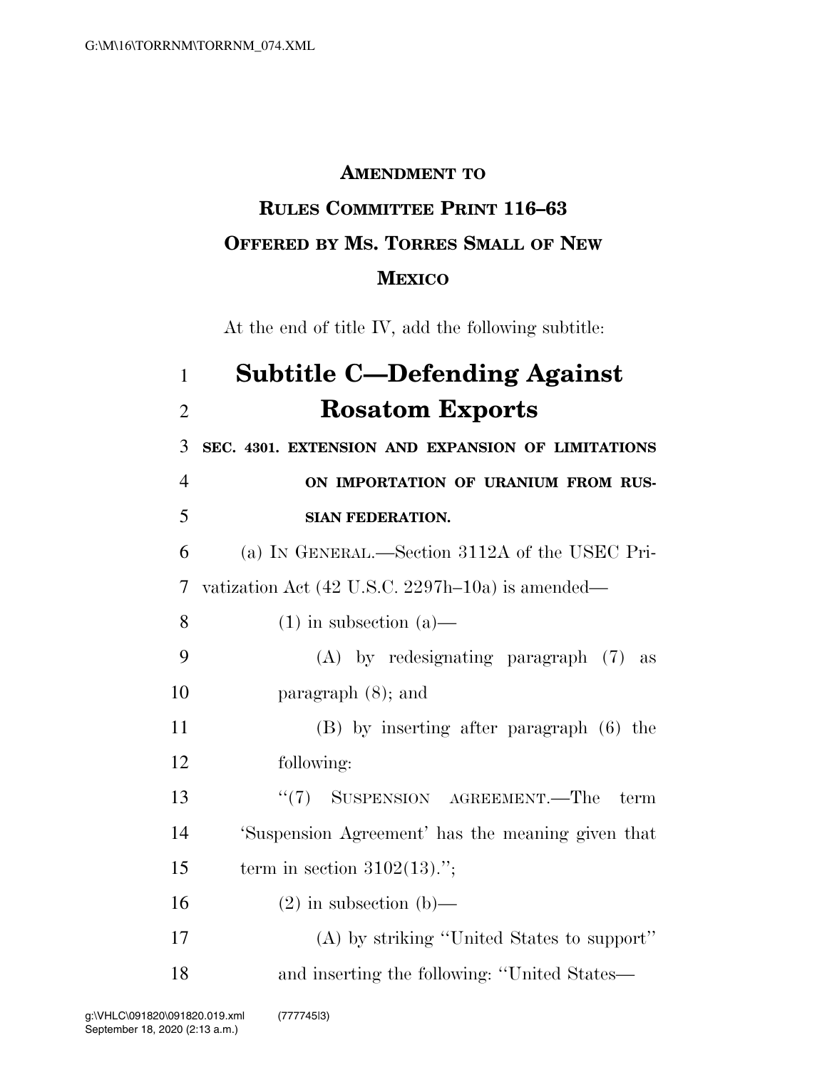**AMENDMENT TO**

**RULES COMMITTEE PRINT 116–63**

**OFFERED BY MS. TORRES SMALL OF NEW MEXICO**

At the end of title IV, add the following subtitle:

# Subtitle C—Defending Against Rosatom Exports

**SEC. 4301. EXTENSION AND EXPANSION OF LIMITATIONS ON IMPORTATION OF URANIUM FROM RUSSIAN FEDERATION.**

(a) IN GENERAL.—Section 3112A of the USEC Privatization Act (42 U.S.C. 2297h–10a) is amended—

(1) in subsection (a)—

(A) by redesignating paragraph (7) as paragraph (8); and

(B) by inserting after paragraph (6) the following:

"(7) SUSPENSION AGREEMENT.—The term 'Suspension Agreement' has the meaning given that term in section 3102(13).";

(2) in subsection (b)—

(A) by striking "United States to support" and inserting the following: "United States—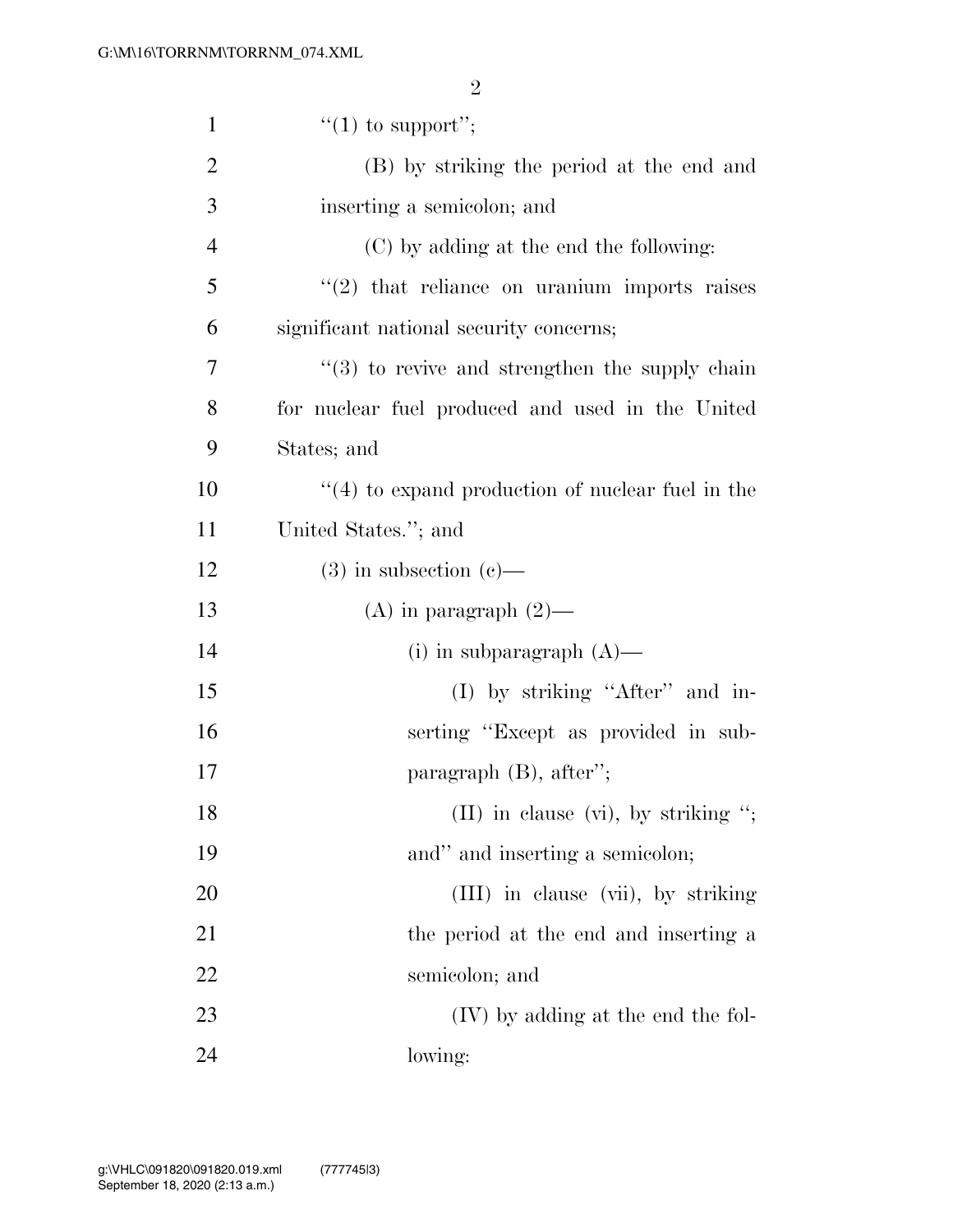"(1) to support";

(B) by striking the period at the end and inserting a semicolon; and

(C) by adding at the end the following:

"(2) that reliance on uranium imports raises significant national security concerns;

"(3) to revive and strengthen the supply chain for nuclear fuel produced and used in the United States; and

"(4) to expand production of nuclear fuel in the United States."; and

(3) in subsection (c)—

(A) in paragraph (2)—

(i) in subparagraph (A)—

(I) by striking "After" and inserting "Except as provided in subparagraph (B), after";

(II) in clause (vi), by striking "; and" and inserting a semicolon;

(III) in clause (vii), by striking the period at the end and inserting a semicolon; and

(IV) by adding at the end the following: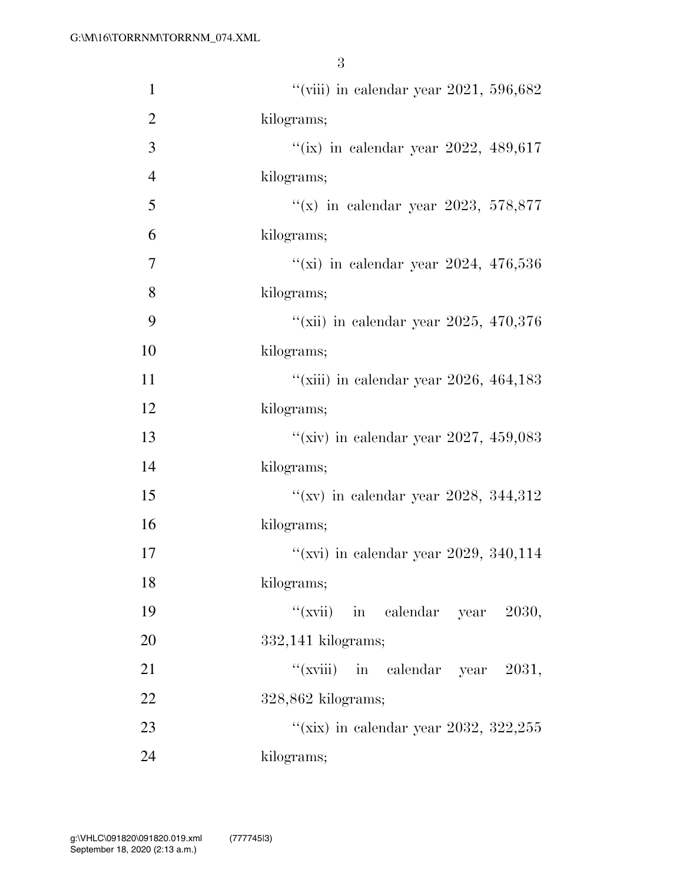"(viii) in calendar year 2021, 596,682 kilograms;

"(ix) in calendar year 2022, 489,617 kilograms;

"(x) in calendar year 2023, 578,877 kilograms;

"(xi) in calendar year 2024, 476,536 kilograms;

"(xii) in calendar year 2025, 470,376 kilograms;

"(xiii) in calendar year 2026, 464,183 kilograms;

"(xiv) in calendar year 2027, 459,083 kilograms;

"(xv) in calendar year 2028, 344,312 kilograms;

"(xvi) in calendar year 2029, 340,114 kilograms;

"(xvii) in calendar year 2030, 332,141 kilograms;

"(xviii) in calendar year 2031, 328,862 kilograms;

"(xix) in calendar year 2032, 322,255 kilograms;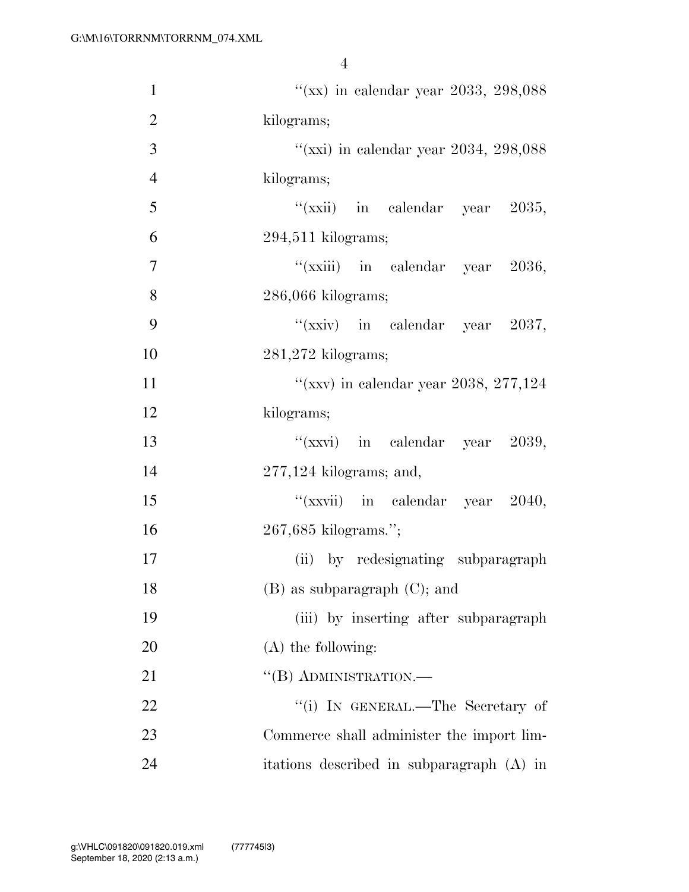"(xx) in calendar year 2033, 298,088 kilograms;

"(xxi) in calendar year 2034, 298,088 kilograms;

"(xxii) in calendar year 2035, 294,511 kilograms;

"(xxiii) in calendar year 2036, 286,066 kilograms;

"(xxiv) in calendar year 2037, 281,272 kilograms;

"(xxv) in calendar year 2038, 277,124 kilograms;

"(xxvi) in calendar year 2039, 277,124 kilograms; and,

"(xxvii) in calendar year 2040, 267,685 kilograms.";

(ii) by redesignating subparagraph (B) as subparagraph (C); and

(iii) by inserting after subparagraph (A) the following:

"(B) ADMINISTRATION.—

"(i) IN GENERAL.—The Secretary of Commerce shall administer the import limitations described in subparagraph (A) in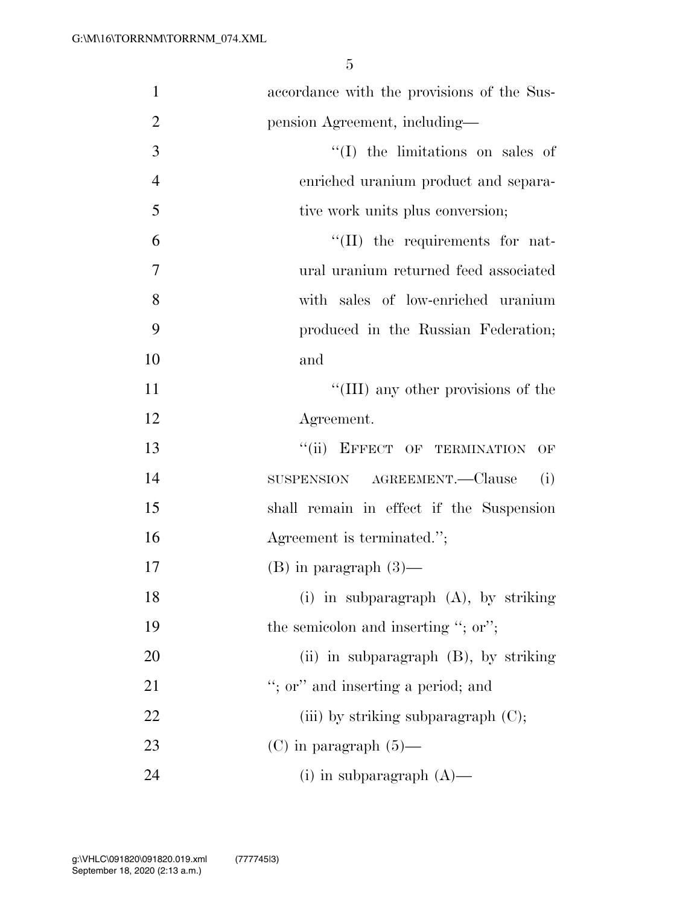accordance with the provisions of the Suspension Agreement, including—

''(I) the limitations on sales of enriched uranium product and separative work units plus conversion;

''(II) the requirements for natural uranium returned feed associated with sales of low-enriched uranium produced in the Russian Federation; and

''(III) any other provisions of the Agreement.

''(ii) EFFECT OF TERMINATION OF SUSPENSION AGREEMENT.—Clause (i) shall remain in effect if the Suspension Agreement is terminated.'';

(B) in paragraph (3)—

(i) in subparagraph (A), by striking the semicolon and inserting ''; or'';

(ii) in subparagraph (B), by striking ''; or'' and inserting a period; and

(iii) by striking subparagraph (C);

(C) in paragraph (5)—

(i) in subparagraph (A)—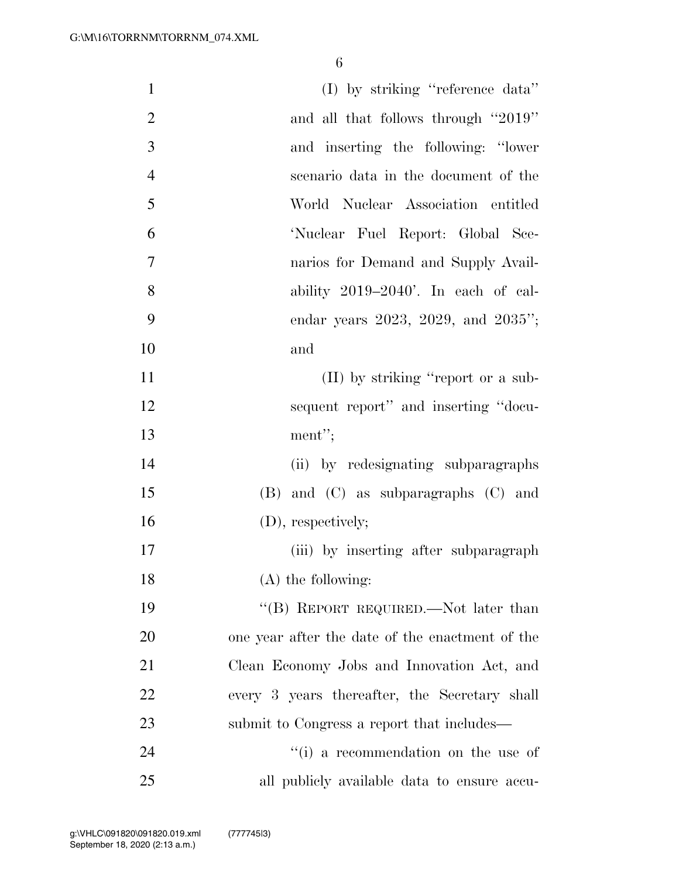(I) by striking ''reference data'' and all that follows through ''2019'' and inserting the following: ''lower scenario data in the document of the World Nuclear Association entitled 'Nuclear Fuel Report: Global Scenarios for Demand and Supply Availability 2019–2040'. In each of calendar years 2023, 2029, and 2035''; and

(II) by striking ''report or a subsequent report'' and inserting ''document'';

(ii) by redesignating subparagraphs (B) and (C) as subparagraphs (C) and (D), respectively;

(iii) by inserting after subparagraph (A) the following:

''(B) REPORT REQUIRED.—Not later than one year after the date of the enactment of the Clean Economy Jobs and Innovation Act, and every 3 years thereafter, the Secretary shall submit to Congress a report that includes—

''(i) a recommendation on the use of all publicly available data to ensure accu-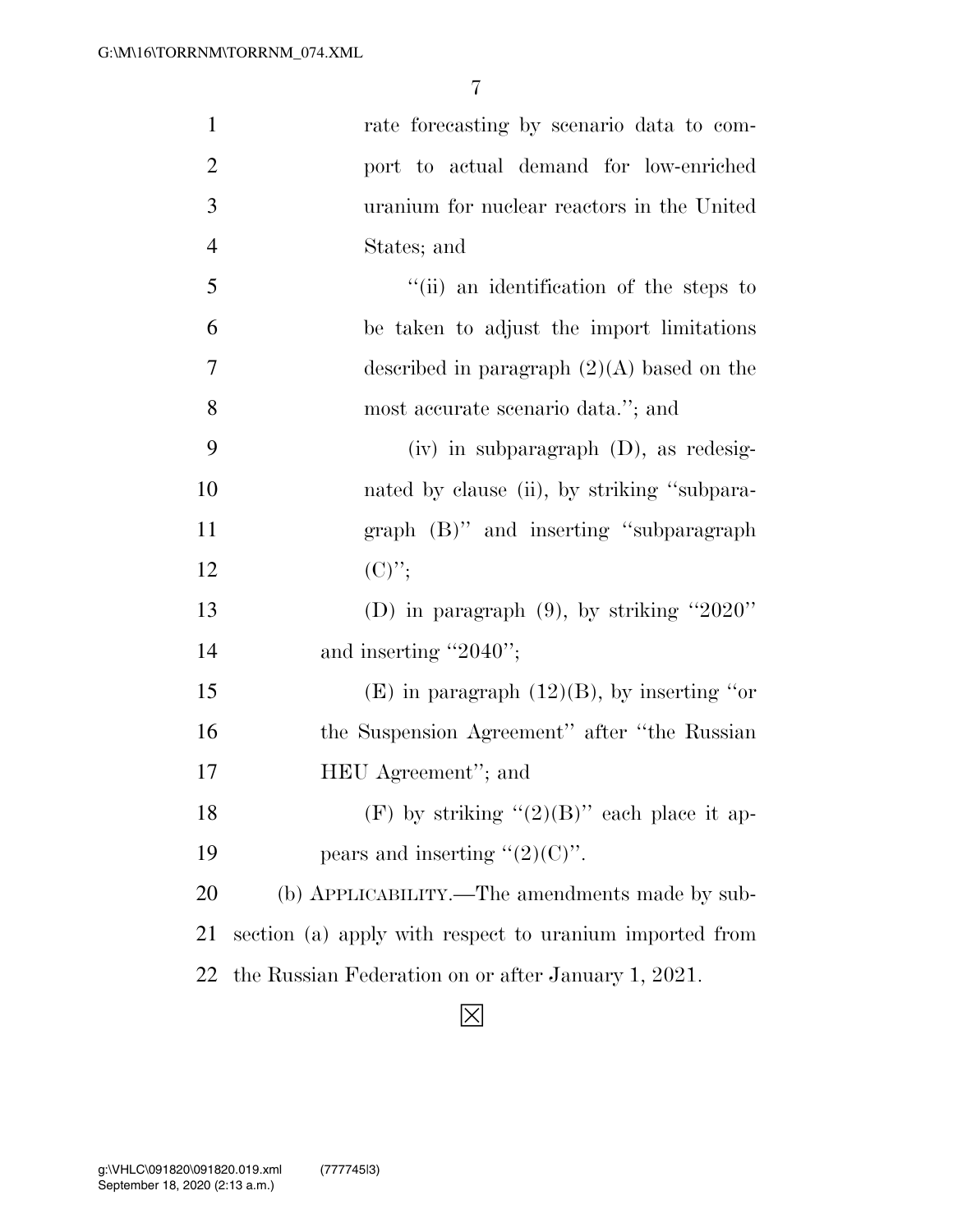rate forecasting by scenario data to comport to actual demand for low-enriched uranium for nuclear reactors in the United States; and

"(ii) an identification of the steps to be taken to adjust the import limitations described in paragraph (2)(A) based on the most accurate scenario data."; and

(iv) in subparagraph (D), as redesignated by clause (ii), by striking "subparagraph (B)" and inserting "subparagraph (C)";

(D) in paragraph (9), by striking "2020" and inserting "2040";

(E) in paragraph (12)(B), by inserting "or the Suspension Agreement" after "the Russian HEU Agreement"; and

(F) by striking "(2)(B)" each place it appears and inserting "(2)(C)".

(b) APPLICABILITY.—The amendments made by subsection (a) apply with respect to uranium imported from the Russian Federation on or after January 1, 2021.